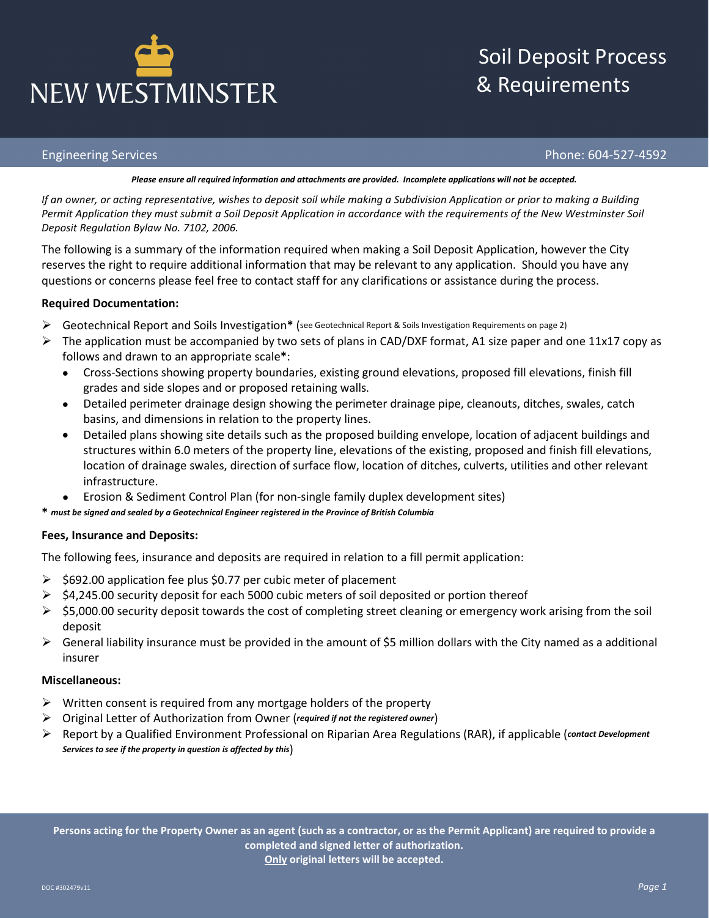# NEW WESTMINSTER

# Soil Deposit Process & Requirements

Engineering Services | Phone: 604-527-4592

***Please ensure all required information and attachments are provided. Incomplete applications will not be accepted.***

*If an owner, or acting representative, wishes to deposit soil while making a Subdivision Application or prior to making a Building Permit Application they must submit a Soil Deposit Application in accordance with the requirements of the New Westminster Soil Deposit Regulation Bylaw No. 7102, 2006.*

The following is a summary of the information required when making a Soil Deposit Application, however the City reserves the right to require additional information that may be relevant to any application. Should you have any questions or concerns please feel free to contact staff for any clarifications or assistance during the process.

**Required Documentation:**

- Geotechnical Report and Soils Investigation**\*** (see Geotechnical Report & Soils Investigation Requirements on page 2)
- The application must be accompanied by two sets of plans in CAD/DXF format, A1 size paper and one 11x17 copy as follows and drawn to an appropriate scale**\***:
  - Cross-Sections showing property boundaries, existing ground elevations, proposed fill elevations, finish fill grades and side slopes and or proposed retaining walls.
  - Detailed perimeter drainage design showing the perimeter drainage pipe, cleanouts, ditches, swales, catch basins, and dimensions in relation to the property lines.
  - Detailed plans showing site details such as the proposed building envelope, location of adjacent buildings and structures within 6.0 meters of the property line, elevations of the existing, proposed and finish fill elevations, location of drainage swales, direction of surface flow, location of ditches, culverts, utilities and other relevant infrastructure.
  - Erosion & Sediment Control Plan (for non-single family duplex development sites)

**\*** ***must be signed and sealed by a Geotechnical Engineer registered in the Province of British Columbia***

**Fees, Insurance and Deposits:**

The following fees, insurance and deposits are required in relation to a fill permit application:

- $692.00 application fee plus $0.77 per cubic meter of placement
- $4,245.00 security deposit for each 5000 cubic meters of soil deposited or portion thereof
- $5,000.00 security deposit towards the cost of completing street cleaning or emergency work arising from the soil deposit
- General liability insurance must be provided in the amount of $5 million dollars with the City named as a additional insurer

**Miscellaneous:**

- Written consent is required from any mortgage holders of the property
- Original Letter of Authorization from Owner (***required if not the registered owner***)
- Report by a Qualified Environment Professional on Riparian Area Regulations (RAR), if applicable (***contact Development Services to see if the property in question is affected by this***)

**Persons acting for the Property Owner as an agent (such as a contractor, or as the Permit Applicant) are required to provide a completed and signed letter of authorization.**
**<u>Only</u> original letters will be accepted.**

DOC #302479v11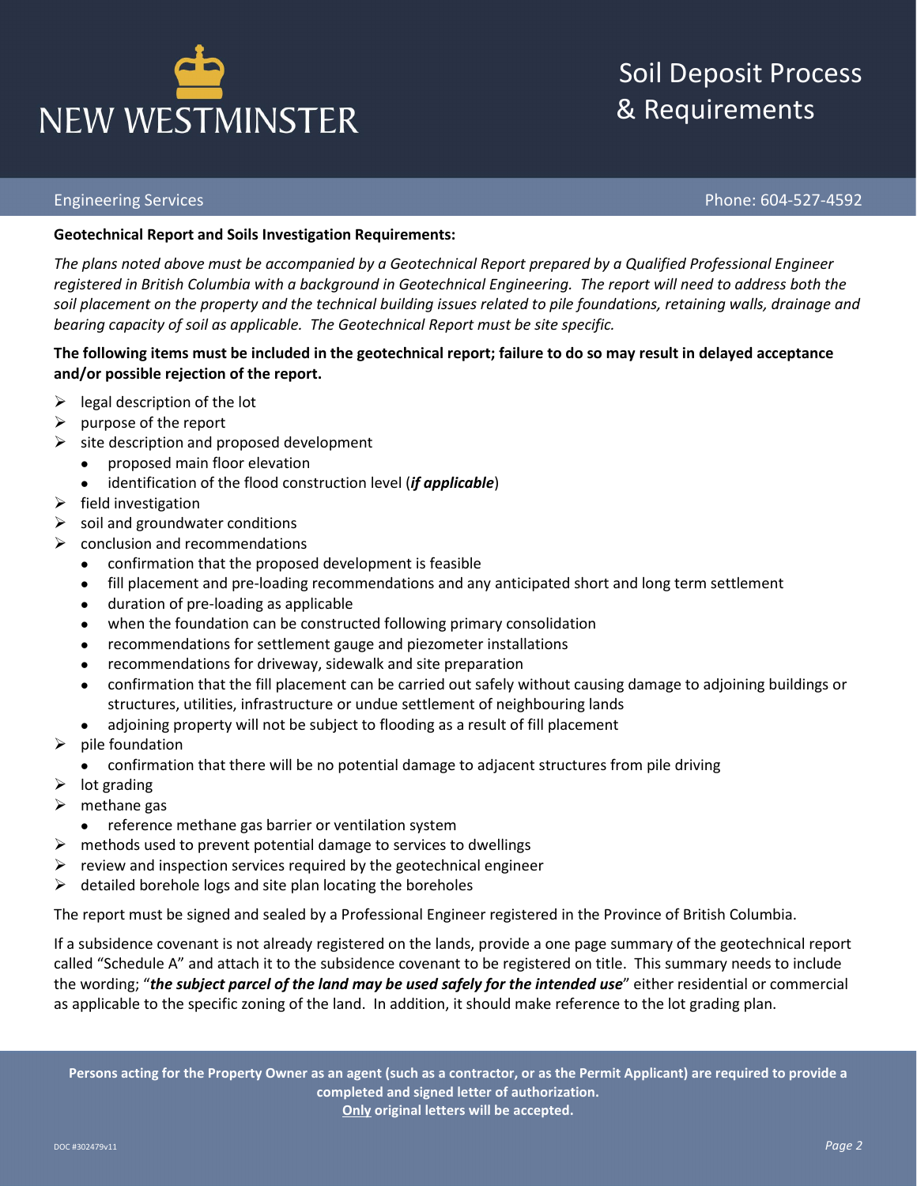**Geotechnical Report and Soils Investigation Requirements:**

*The plans noted above must be accompanied by a Geotechnical Report prepared by a Qualified Professional Engineer registered in British Columbia with a background in Geotechnical Engineering. The report will need to address both the soil placement on the property and the technical building issues related to pile foundations, retaining walls, drainage and bearing capacity of soil as applicable. The Geotechnical Report must be site specific.*

**The following items must be included in the geotechnical report; failure to do so may result in delayed acceptance and/or possible rejection of the report.**

- legal description of the lot
- purpose of the report
- site description and proposed development
  - proposed main floor elevation
  - identification of the flood construction level (***if applicable***)
- field investigation
- soil and groundwater conditions
- conclusion and recommendations
  - confirmation that the proposed development is feasible
  - fill placement and pre-loading recommendations and any anticipated short and long term settlement
  - duration of pre-loading as applicable
  - when the foundation can be constructed following primary consolidation
  - recommendations for settlement gauge and piezometer installations
  - recommendations for driveway, sidewalk and site preparation
  - confirmation that the fill placement can be carried out safely without causing damage to adjoining buildings or structures, utilities, infrastructure or undue settlement of neighbouring lands
  - adjoining property will not be subject to flooding as a result of fill placement
- pile foundation
  - confirmation that there will be no potential damage to adjacent structures from pile driving
- lot grading
- methane gas
  - reference methane gas barrier or ventilation system
- methods used to prevent potential damage to services to dwellings
- review and inspection services required by the geotechnical engineer
- detailed borehole logs and site plan locating the boreholes

The report must be signed and sealed by a Professional Engineer registered in the Province of British Columbia.

If a subsidence covenant is not already registered on the lands, provide a one page summary of the geotechnical report called "Schedule A" and attach it to the subsidence covenant to be registered on title. This summary needs to include the wording; "***the subject parcel of the land may be used safely for the intended use***" either residential or commercial as applicable to the specific zoning of the land. In addition, it should make reference to the lot grading plan.

**Persons acting for the Property Owner as an agent (such as a contractor, or as the Permit Applicant) are required to provide a completed and signed letter of authorization.**
**Only original letters will be accepted.**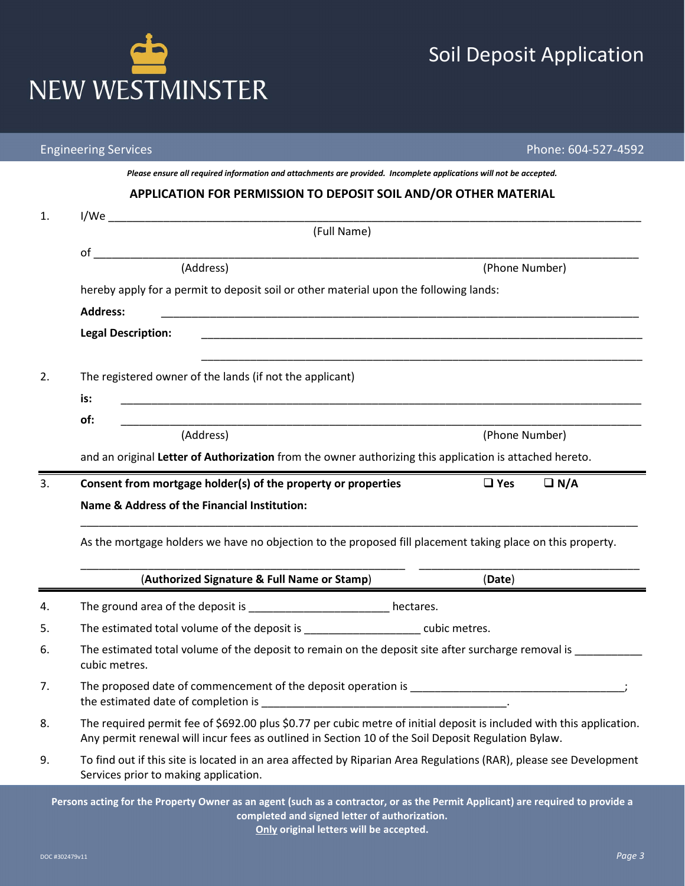NEW WESTMINSTER

# Soil Deposit Application

Engineering Services | Phone: 604-527-4592

***Please ensure all required information and attachments are provided. Incomplete applications will not be accepted.***

## APPLICATION FOR PERMISSION TO DEPOSIT SOIL AND/OR OTHER MATERIAL

1. I/We ______________________________________________
(Full Name)

of ______________________________________________
(Address) (Phone Number)

hereby apply for a permit to deposit soil or other material upon the following lands:

**Address:** ______________________________________________

**Legal Description:** ______________________________________________

______________________________________________

2. The registered owner of the lands (if not the applicant)

**is:** ______________________________________________

**of:** ______________________________________________
(Address) (Phone Number)

and an original **Letter of Authorization** from the owner authorizing this application is attached hereto.

---

3. **Consent from mortgage holder(s) of the property or properties** ❑ **Yes** ❑ **N/A**

**Name & Address of the Financial Institution:**

______________________________________________

As the mortgage holders we have no objection to the proposed fill placement taking place on this property.

______________________________ ______________________________
(**Authorized Signature & Full Name or Stamp**) (**Date**)

---

4. The ground area of the deposit is ________________ hectares.

5. The estimated total volume of the deposit is ______________ cubic metres.

6. The estimated total volume of the deposit to remain on the deposit site after surcharge removal is ________ cubic metres.

7. The proposed date of commencement of the deposit operation is __________________________; the estimated date of completion is ______________________________.

8. The required permit fee of $692.00 plus $0.77 per cubic metre of initial deposit is included with this application. Any permit renewal will incur fees as outlined in Section 10 of the Soil Deposit Regulation Bylaw.

9. To find out if this site is located in an area affected by Riparian Area Regulations (RAR), please see Development Services prior to making application.

**Persons acting for the Property Owner as an agent (such as a contractor, or as the Permit Applicant) are required to provide a completed and signed letter of authorization.**
**<u>Only</u> original letters will be accepted.**

DOC #302479v11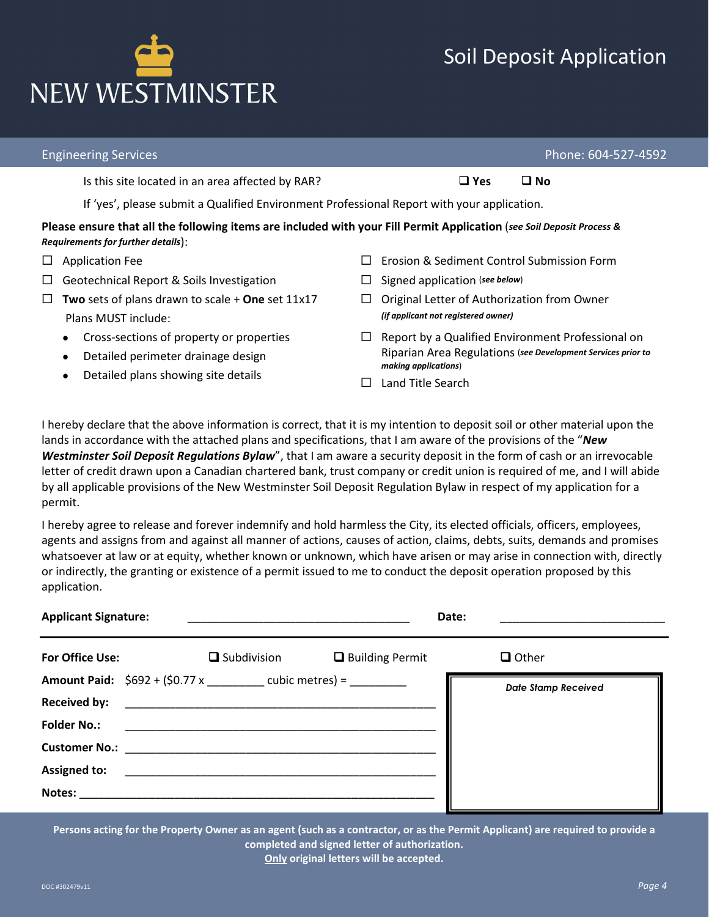# Soil Deposit Application

NEW WESTMINSTER

Engineering Services — Phone: 604-527-4592

Is this site located in an area affected by RAR? ❑ Yes ❑ No

If 'yes', please submit a Qualified Environment Professional Report with your application.

**Please ensure that all the following items are included with your Fill Permit Application** (***see Soil Deposit Process & Requirements for further details***):

- ☐ Application Fee
- ☐ Geotechnical Report & Soils Investigation
- ☐ **Two** sets of plans drawn to scale + **One** set 11x17
  Plans MUST include:
  - Cross-sections of property or properties
  - Detailed perimeter drainage design
  - Detailed plans showing site details
- ☐ Erosion & Sediment Control Submission Form
- ☐ Signed application (***see below***)
- ☐ Original Letter of Authorization from Owner
  ***(if applicant not registered owner)***
- ☐ Report by a Qualified Environment Professional on Riparian Area Regulations (***see Development Services prior to making applications***)
- ☐ Land Title Search

I hereby declare that the above information is correct, that it is my intention to deposit soil or other material upon the lands in accordance with the attached plans and specifications, that I am aware of the provisions of the "***New Westminster Soil Deposit Regulations Bylaw***", that I am aware a security deposit in the form of cash or an irrevocable letter of credit drawn upon a Canadian chartered bank, trust company or credit union is required of me, and I will abide by all applicable provisions of the New Westminster Soil Deposit Regulation Bylaw in respect of my application for a permit.

I hereby agree to release and forever indemnify and hold harmless the City, its elected officials, officers, employees, agents and assigns from and against all manner of actions, causes of action, claims, debts, suits, demands and promises whatsoever at law or at equity, whether known or unknown, which have arisen or may arise in connection with, directly or indirectly, the granting or existence of a permit issued to me to conduct the deposit operation proposed by this application.

**Applicant Signature:** ___________________________________ **Date:** __________________________

---

**For Office Use:** ❑ Subdivision ❑ Building Permit ❑ Other

**Amount Paid:** $692 + ($0.77 x _________ cubic metres) = _________

**Received by:** ________________________________________________

**Folder No.:** ________________________________________________

**Customer No.:** ________________________________________________

**Assigned to:** ________________________________________________

**Notes:** ________________________________________________

***Date Stamp Received***

**Persons acting for the Property Owner as an agent (such as a contractor, or as the Permit Applicant) are required to provide a completed and signed letter of authorization.**
**Only original letters will be accepted.**

DOC #302479v11